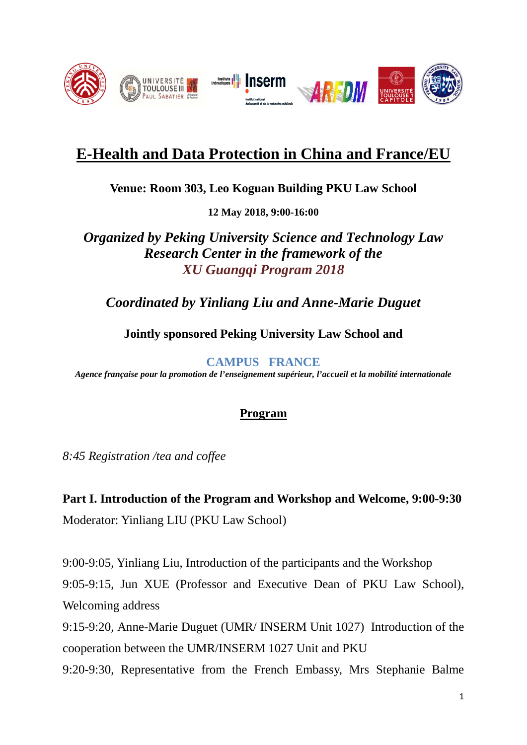# E-Health and Data Protection in China and France/EU

**Venue: Room 303, Leo Koguan Building PKU Law School**

**12 May 2018, 9:00-16:00**

***Organized by Peking University Science and Technology Law Research Center in the framework of the XU Guangqi Program 2018***

***Coordinated by Yinliang Liu and Anne-Marie Duguet***

**Jointly sponsored Peking University Law School and**

**CAMPUS FRANCE**

***Agence française pour la promotion de l'enseignement supérieur, l'accueil et la mobilité internationale***

## Program

*8:45 Registration /tea and coffee*

**Part I. Introduction of the Program and Workshop and Welcome, 9:00-9:30**

Moderator: Yinliang LIU (PKU Law School)

9:00-9:05, Yinliang Liu, Introduction of the participants and the Workshop

9:05-9:15, Jun XUE (Professor and Executive Dean of PKU Law School), Welcoming address

9:15-9:20, Anne-Marie Duguet (UMR/ INSERM Unit 1027) Introduction of the cooperation between the UMR/INSERM 1027 Unit and PKU

9:20-9:30, Representative from the French Embassy, Mrs Stephanie Balme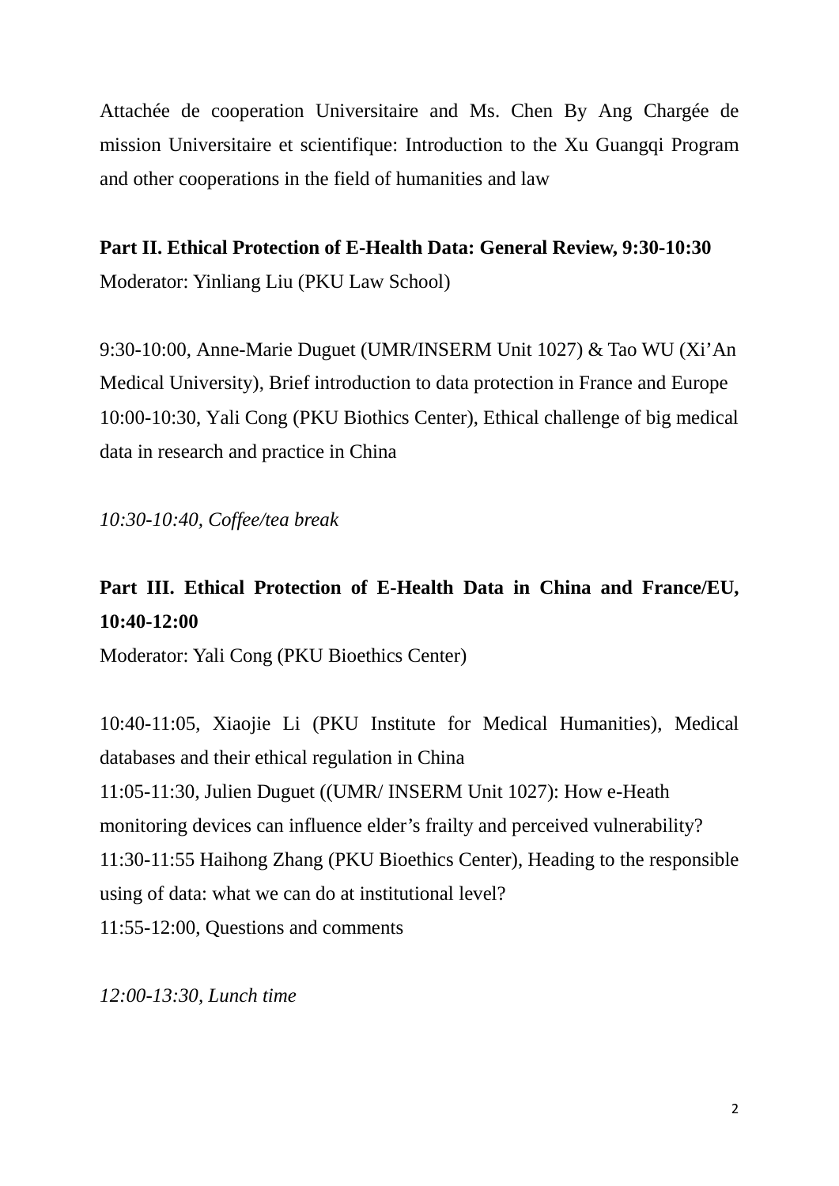Attachée de cooperation Universitaire and Ms. Chen By Ang Chargée de mission Universitaire et scientifique: Introduction to the Xu Guangqi Program and other cooperations in the field of humanities and law

**Part II. Ethical Protection of E-Health Data: General Review, 9:30-10:30**

Moderator: Yinliang Liu (PKU Law School)

9:30-10:00, Anne-Marie Duguet (UMR/INSERM Unit 1027) & Tao WU (Xi'An Medical University), Brief introduction to data protection in France and Europe

10:00-10:30, Yali Cong (PKU Biothics Center), Ethical challenge of big medical data in research and practice in China

*10:30-10:40, Coffee/tea break*

**Part III. Ethical Protection of E-Health Data in China and France/EU, 10:40-12:00**

Moderator: Yali Cong (PKU Bioethics Center)

10:40-11:05, Xiaojie Li (PKU Institute for Medical Humanities), Medical databases and their ethical regulation in China

11:05-11:30, Julien Duguet ((UMR/ INSERM Unit 1027): How e-Heath monitoring devices can influence elder's frailty and perceived vulnerability?

11:30-11:55 Haihong Zhang (PKU Bioethics Center), Heading to the responsible using of data: what we can do at institutional level?

11:55-12:00, Questions and comments

*12:00-13:30, Lunch time*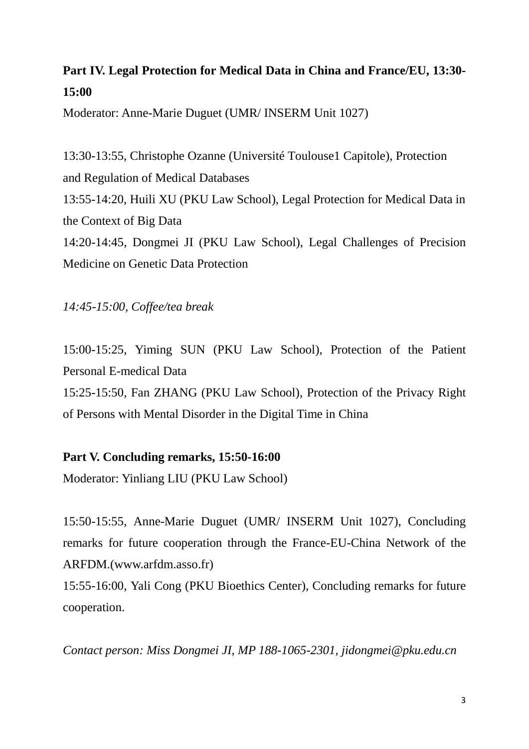**Part IV. Legal Protection for Medical Data in China and France/EU, 13:30-15:00**

Moderator: Anne-Marie Duguet (UMR/ INSERM Unit 1027)

13:30-13:55, Christophe Ozanne (Université Toulouse1 Capitole), Protection and Regulation of Medical Databases

13:55-14:20, Huili XU (PKU Law School), Legal Protection for Medical Data in the Context of Big Data

14:20-14:45, Dongmei JI (PKU Law School), Legal Challenges of Precision Medicine on Genetic Data Protection

*14:45-15:00, Coffee/tea break*

15:00-15:25, Yiming SUN (PKU Law School), Protection of the Patient Personal E-medical Data

15:25-15:50, Fan ZHANG (PKU Law School), Protection of the Privacy Right of Persons with Mental Disorder in the Digital Time in China

**Part V. Concluding remarks, 15:50-16:00**

Moderator: Yinliang LIU (PKU Law School)

15:50-15:55, Anne-Marie Duguet (UMR/ INSERM Unit 1027), Concluding remarks for future cooperation through the France-EU-China Network of the ARFDM.(www.arfdm.asso.fr)

15:55-16:00, Yali Cong (PKU Bioethics Center), Concluding remarks for future cooperation.

*Contact person: Miss Dongmei JI, MP 188-1065-2301, jidongmei@pku.edu.cn*